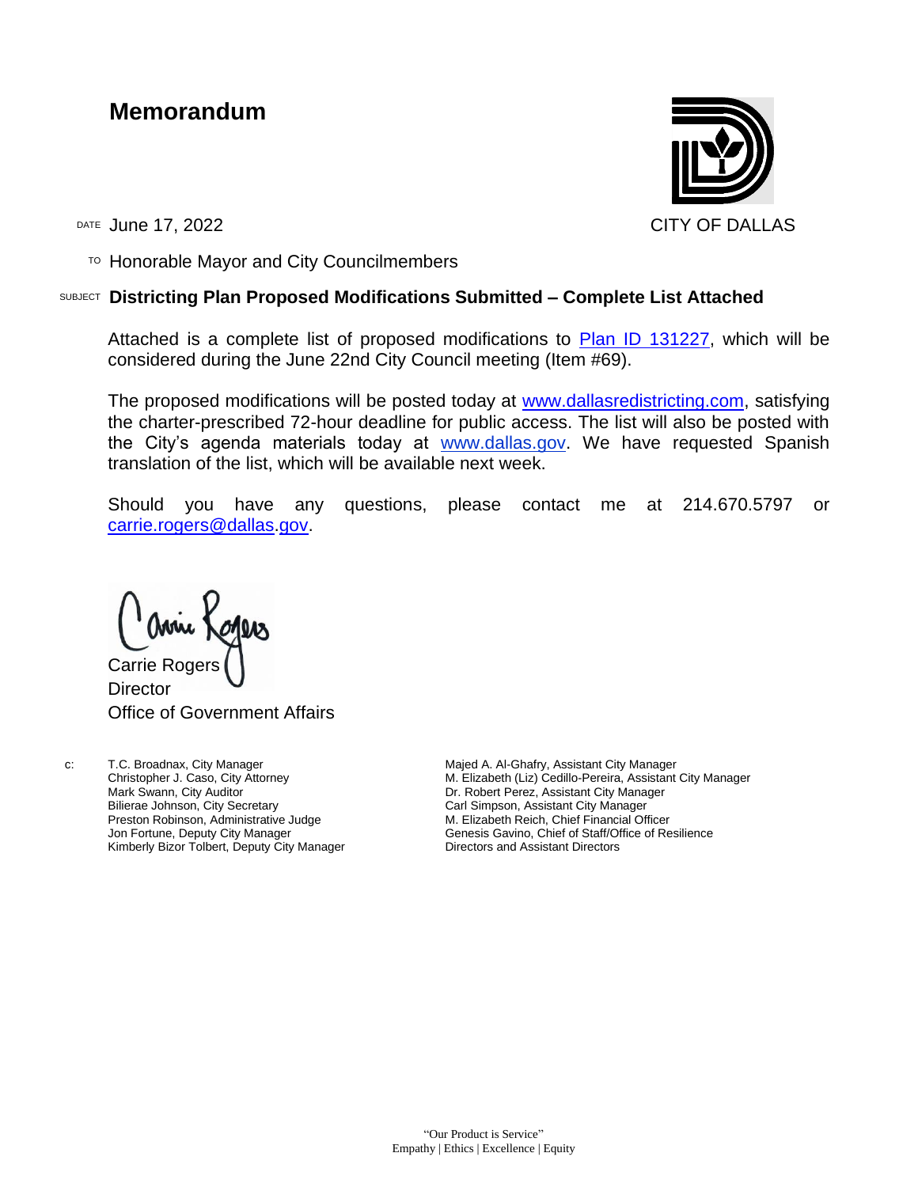# Memorandum

CITY OF DALLAS

DATE June 17, 2022

TO Honorable Mayor and City Councilmembers

SUBJECT **Districting Plan Proposed Modifications Submitted – Complete List Attached**

Attached is a complete list of proposed modifications to Plan ID 131227, which will be considered during the June 22nd City Council meeting (Item #69).

The proposed modifications will be posted today at www.dallasredistricting.com, satisfying the charter-prescribed 72-hour deadline for public access. The list will also be posted with the City's agenda materials today at www.dallas.gov. We have requested Spanish translation of the list, which will be available next week.

Should you have any questions, please contact me at 214.670.5797 or carrie.rogers@dallas.gov.

Carrie Rogers
Director
Office of Government Affairs

c: T.C. Broadnax, City Manager
Christopher J. Caso, City Attorney
Mark Swann, City Auditor
Bilierae Johnson, City Secretary
Preston Robinson, Administrative Judge
Jon Fortune, Deputy City Manager
Kimberly Bizor Tolbert, Deputy City Manager
Majed A. Al-Ghafry, Assistant City Manager
M. Elizabeth (Liz) Cedillo-Pereira, Assistant City Manager
Dr. Robert Perez, Assistant City Manager
Carl Simpson, Assistant City Manager
M. Elizabeth Reich, Chief Financial Officer
Genesis Gavino, Chief of Staff/Office of Resilience
Directors and Assistant Directors

"Our Product is Service"
Empathy | Ethics | Excellence | Equity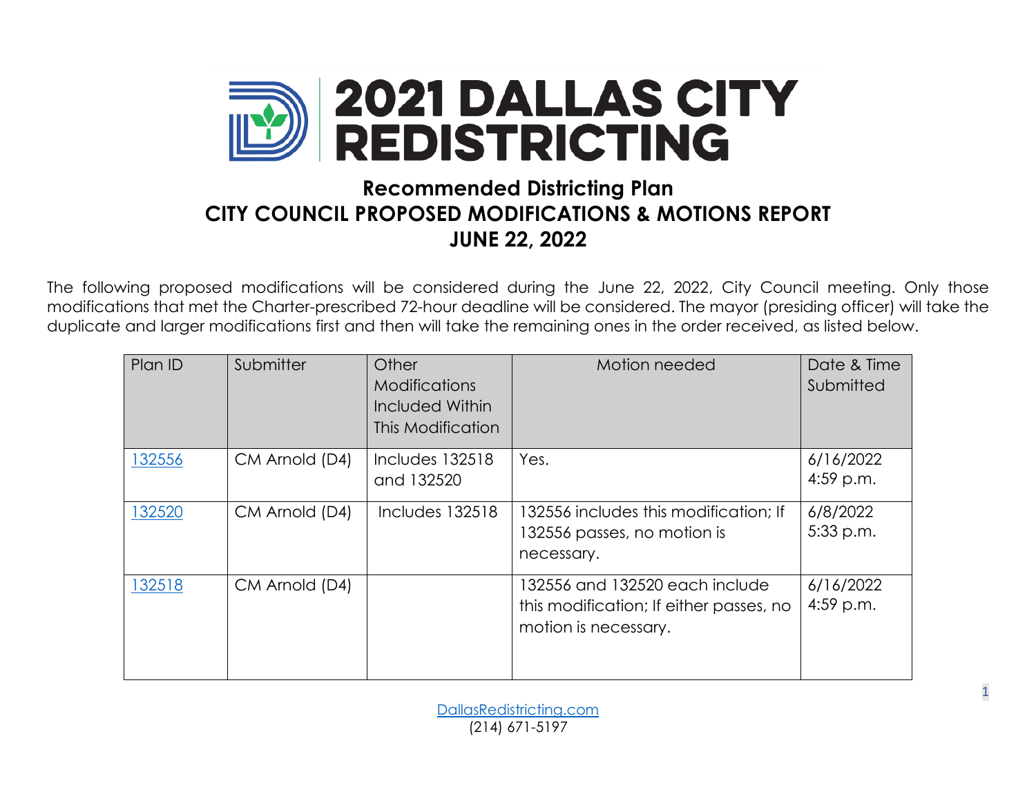# 2021 DALLAS CITY REDISTRICTING

## Recommended Districting Plan
## CITY COUNCIL PROPOSED MODIFICATIONS & MOTIONS REPORT
## JUNE 22, 2022

The following proposed modifications will be considered during the June 22, 2022, City Council meeting. Only those modifications that met the Charter-prescribed 72-hour deadline will be considered. The mayor (presiding officer) will take the duplicate and larger modifications first and then will take the remaining ones in the order received, as listed below.

| Plan ID | Submitter | Other Modifications Included Within This Modification | Motion needed | Date & Time Submitted |
|---|---|---|---|---|
| 132556 | CM Arnold (D4) | Includes 132518 and 132520 | Yes. | 6/16/2022 4:59 p.m. |
| 132520 | CM Arnold (D4) | Includes 132518 | 132556 includes this modification; If 132556 passes, no motion is necessary. | 6/8/2022 5:33 p.m. |
| 132518 | CM Arnold (D4) | | 132556 and 132520 each include this modification; If either passes, no motion is necessary. | 6/16/2022 4:59 p.m. |

DallasRedistricting.com
(214) 671-5197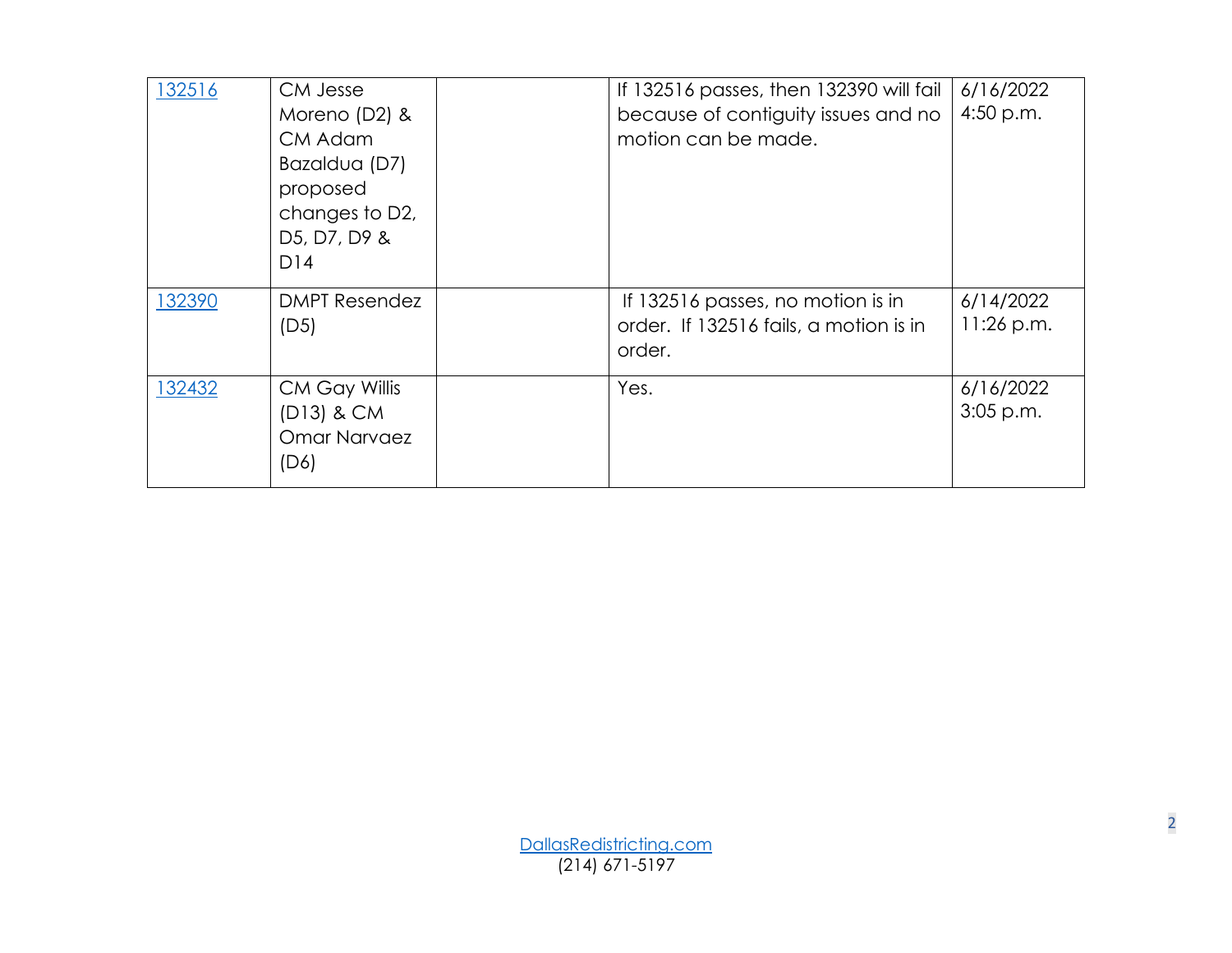| | | | | |
|---|---|---|---|---|
| 132516 | CM Jesse Moreno (D2) & CM Adam Bazaldua (D7) proposed changes to D2, D5, D7, D9 & D14 | | If 132516 passes, then 132390 will fail because of contiguity issues and no motion can be made. | 6/16/2022 4:50 p.m. |
| 132390 | DMPT Resendez (D5) | | If 132516 passes, no motion is in order. If 132516 fails, a motion is in order. | 6/14/2022 11:26 p.m. |
| 132432 | CM Gay Willis (D13) & CM Omar Narvaez (D6) | | Yes. | 6/16/2022 3:05 p.m. |

DallasRedistricting.com
(214) 671-5197